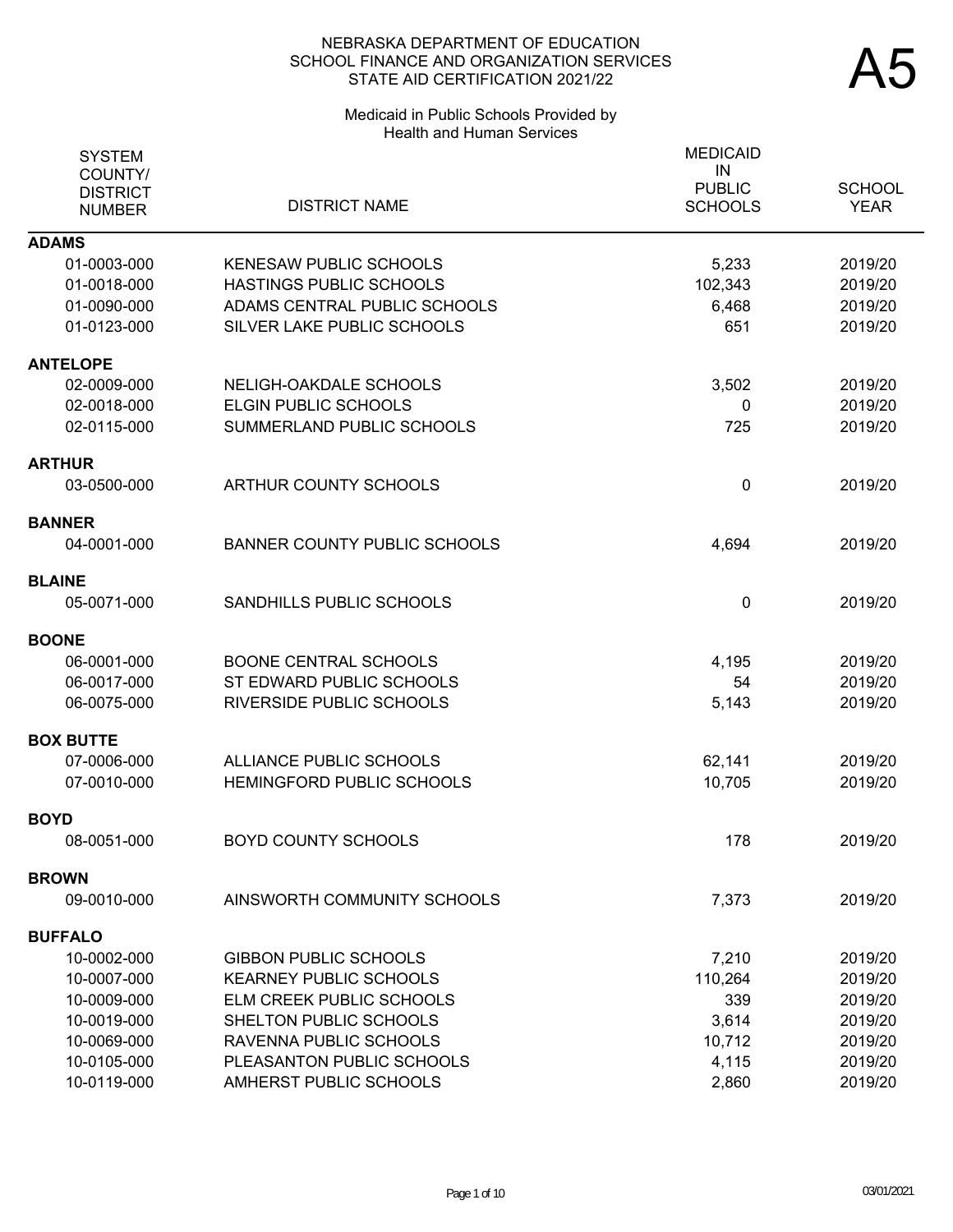# NEBRASKA DEPARTMENT OF EDUCATION
## SCHOOL FINANCE AND ORGANIZATION SERVICES
## STATE AID CERTIFICATION 2021/22

# A5

### Medicaid in Public Schools Provided by Health and Human Services

| SYSTEM COUNTY/ DISTRICT NUMBER | DISTRICT NAME | MEDICAID IN PUBLIC SCHOOLS | SCHOOL YEAR |
|---|---|---|---|
| **ADAMS** | | | |
| 01-0003-000 | KENESAW PUBLIC SCHOOLS | 5,233 | 2019/20 |
| 01-0018-000 | HASTINGS PUBLIC SCHOOLS | 102,343 | 2019/20 |
| 01-0090-000 | ADAMS CENTRAL PUBLIC SCHOOLS | 6,468 | 2019/20 |
| 01-0123-000 | SILVER LAKE PUBLIC SCHOOLS | 651 | 2019/20 |
| **ANTELOPE** | | | |
| 02-0009-000 | NELIGH-OAKDALE SCHOOLS | 3,502 | 2019/20 |
| 02-0018-000 | ELGIN PUBLIC SCHOOLS | 0 | 2019/20 |
| 02-0115-000 | SUMMERLAND PUBLIC SCHOOLS | 725 | 2019/20 |
| **ARTHUR** | | | |
| 03-0500-000 | ARTHUR COUNTY SCHOOLS | 0 | 2019/20 |
| **BANNER** | | | |
| 04-0001-000 | BANNER COUNTY PUBLIC SCHOOLS | 4,694 | 2019/20 |
| **BLAINE** | | | |
| 05-0071-000 | SANDHILLS PUBLIC SCHOOLS | 0 | 2019/20 |
| **BOONE** | | | |
| 06-0001-000 | BOONE CENTRAL SCHOOLS | 4,195 | 2019/20 |
| 06-0017-000 | ST EDWARD PUBLIC SCHOOLS | 54 | 2019/20 |
| 06-0075-000 | RIVERSIDE PUBLIC SCHOOLS | 5,143 | 2019/20 |
| **BOX BUTTE** | | | |
| 07-0006-000 | ALLIANCE PUBLIC SCHOOLS | 62,141 | 2019/20 |
| 07-0010-000 | HEMINGFORD PUBLIC SCHOOLS | 10,705 | 2019/20 |
| **BOYD** | | | |
| 08-0051-000 | BOYD COUNTY SCHOOLS | 178 | 2019/20 |
| **BROWN** | | | |
| 09-0010-000 | AINSWORTH COMMUNITY SCHOOLS | 7,373 | 2019/20 |
| **BUFFALO** | | | |
| 10-0002-000 | GIBBON PUBLIC SCHOOLS | 7,210 | 2019/20 |
| 10-0007-000 | KEARNEY PUBLIC SCHOOLS | 110,264 | 2019/20 |
| 10-0009-000 | ELM CREEK PUBLIC SCHOOLS | 339 | 2019/20 |
| 10-0019-000 | SHELTON PUBLIC SCHOOLS | 3,614 | 2019/20 |
| 10-0069-000 | RAVENNA PUBLIC SCHOOLS | 10,712 | 2019/20 |
| 10-0105-000 | PLEASANTON PUBLIC SCHOOLS | 4,115 | 2019/20 |
| 10-0119-000 | AMHERST PUBLIC SCHOOLS | 2,860 | 2019/20 |

03/01/2021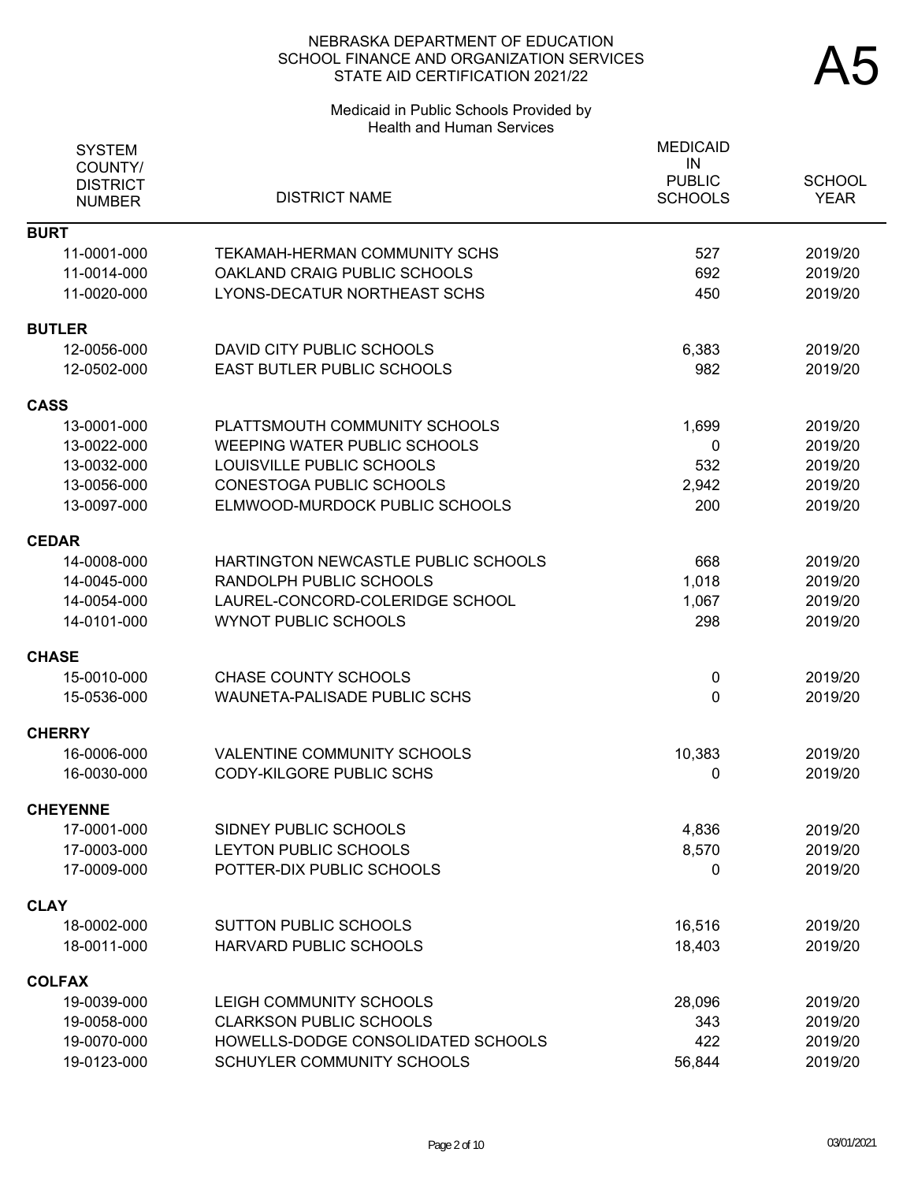NEBRASKA DEPARTMENT OF EDUCATION
SCHOOL FINANCE AND ORGANIZATION SERVICES
STATE AID CERTIFICATION 2021/22

# A5

Medicaid in Public Schools Provided by
Health and Human Services

| SYSTEM COUNTY/ DISTRICT NUMBER | DISTRICT NAME | MEDICAID IN PUBLIC SCHOOLS | SCHOOL YEAR |
|---|---|---|---|
| **BURT** | | | |
| 11-0001-000 | TEKAMAH-HERMAN COMMUNITY SCHS | 527 | 2019/20 |
| 11-0014-000 | OAKLAND CRAIG PUBLIC SCHOOLS | 692 | 2019/20 |
| 11-0020-000 | LYONS-DECATUR NORTHEAST SCHS | 450 | 2019/20 |
| **BUTLER** | | | |
| 12-0056-000 | DAVID CITY PUBLIC SCHOOLS | 6,383 | 2019/20 |
| 12-0502-000 | EAST BUTLER PUBLIC SCHOOLS | 982 | 2019/20 |
| **CASS** | | | |
| 13-0001-000 | PLATTSMOUTH COMMUNITY SCHOOLS | 1,699 | 2019/20 |
| 13-0022-000 | WEEPING WATER PUBLIC SCHOOLS | 0 | 2019/20 |
| 13-0032-000 | LOUISVILLE PUBLIC SCHOOLS | 532 | 2019/20 |
| 13-0056-000 | CONESTOGA PUBLIC SCHOOLS | 2,942 | 2019/20 |
| 13-0097-000 | ELMWOOD-MURDOCK PUBLIC SCHOOLS | 200 | 2019/20 |
| **CEDAR** | | | |
| 14-0008-000 | HARTINGTON NEWCASTLE PUBLIC SCHOOLS | 668 | 2019/20 |
| 14-0045-000 | RANDOLPH PUBLIC SCHOOLS | 1,018 | 2019/20 |
| 14-0054-000 | LAUREL-CONCORD-COLERIDGE SCHOOL | 1,067 | 2019/20 |
| 14-0101-000 | WYNOT PUBLIC SCHOOLS | 298 | 2019/20 |
| **CHASE** | | | |
| 15-0010-000 | CHASE COUNTY SCHOOLS | 0 | 2019/20 |
| 15-0536-000 | WAUNETA-PALISADE PUBLIC SCHS | 0 | 2019/20 |
| **CHERRY** | | | |
| 16-0006-000 | VALENTINE COMMUNITY SCHOOLS | 10,383 | 2019/20 |
| 16-0030-000 | CODY-KILGORE PUBLIC SCHS | 0 | 2019/20 |
| **CHEYENNE** | | | |
| 17-0001-000 | SIDNEY PUBLIC SCHOOLS | 4,836 | 2019/20 |
| 17-0003-000 | LEYTON PUBLIC SCHOOLS | 8,570 | 2019/20 |
| 17-0009-000 | POTTER-DIX PUBLIC SCHOOLS | 0 | 2019/20 |
| **CLAY** | | | |
| 18-0002-000 | SUTTON PUBLIC SCHOOLS | 16,516 | 2019/20 |
| 18-0011-000 | HARVARD PUBLIC SCHOOLS | 18,403 | 2019/20 |
| **COLFAX** | | | |
| 19-0039-000 | LEIGH COMMUNITY SCHOOLS | 28,096 | 2019/20 |
| 19-0058-000 | CLARKSON PUBLIC SCHOOLS | 343 | 2019/20 |
| 19-0070-000 | HOWELLS-DODGE CONSOLIDATED SCHOOLS | 422 | 2019/20 |
| 19-0123-000 | SCHUYLER COMMUNITY SCHOOLS | 56,844 | 2019/20 |

03/01/2021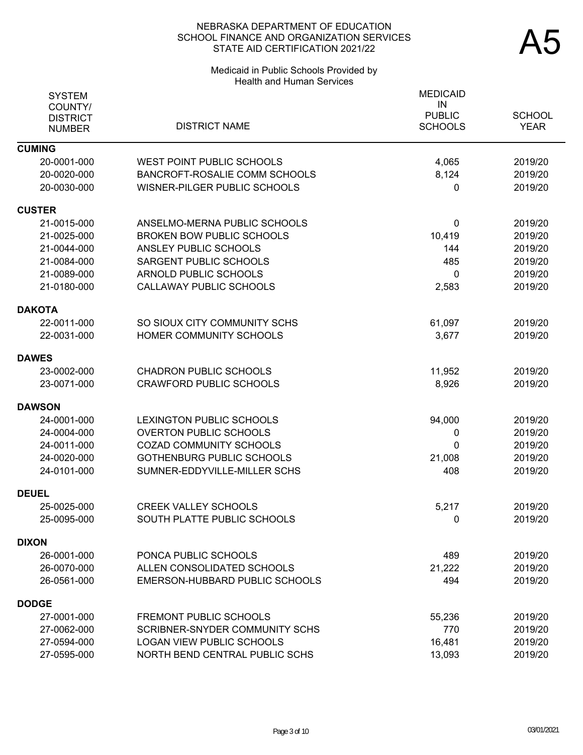NEBRASKA DEPARTMENT OF EDUCATION
SCHOOL FINANCE AND ORGANIZATION SERVICES
STATE AID CERTIFICATION 2021/22

# A5

Medicaid in Public Schools Provided by Health and Human Services

| SYSTEM COUNTY/ DISTRICT NUMBER | DISTRICT NAME | MEDICAID IN PUBLIC SCHOOLS | SCHOOL YEAR |
|---|---|---|---|
| **CUMING** | | | |
| 20-0001-000 | WEST POINT PUBLIC SCHOOLS | 4,065 | 2019/20 |
| 20-0020-000 | BANCROFT-ROSALIE COMM SCHOOLS | 8,124 | 2019/20 |
| 20-0030-000 | WISNER-PILGER PUBLIC SCHOOLS | 0 | 2019/20 |
| **CUSTER** | | | |
| 21-0015-000 | ANSELMO-MERNA PUBLIC SCHOOLS | 0 | 2019/20 |
| 21-0025-000 | BROKEN BOW PUBLIC SCHOOLS | 10,419 | 2019/20 |
| 21-0044-000 | ANSLEY PUBLIC SCHOOLS | 144 | 2019/20 |
| 21-0084-000 | SARGENT PUBLIC SCHOOLS | 485 | 2019/20 |
| 21-0089-000 | ARNOLD PUBLIC SCHOOLS | 0 | 2019/20 |
| 21-0180-000 | CALLAWAY PUBLIC SCHOOLS | 2,583 | 2019/20 |
| **DAKOTA** | | | |
| 22-0011-000 | SO SIOUX CITY COMMUNITY SCHS | 61,097 | 2019/20 |
| 22-0031-000 | HOMER COMMUNITY SCHOOLS | 3,677 | 2019/20 |
| **DAWES** | | | |
| 23-0002-000 | CHADRON PUBLIC SCHOOLS | 11,952 | 2019/20 |
| 23-0071-000 | CRAWFORD PUBLIC SCHOOLS | 8,926 | 2019/20 |
| **DAWSON** | | | |
| 24-0001-000 | LEXINGTON PUBLIC SCHOOLS | 94,000 | 2019/20 |
| 24-0004-000 | OVERTON PUBLIC SCHOOLS | 0 | 2019/20 |
| 24-0011-000 | COZAD COMMUNITY SCHOOLS | 0 | 2019/20 |
| 24-0020-000 | GOTHENBURG PUBLIC SCHOOLS | 21,008 | 2019/20 |
| 24-0101-000 | SUMNER-EDDYVILLE-MILLER SCHS | 408 | 2019/20 |
| **DEUEL** | | | |
| 25-0025-000 | CREEK VALLEY SCHOOLS | 5,217 | 2019/20 |
| 25-0095-000 | SOUTH PLATTE PUBLIC SCHOOLS | 0 | 2019/20 |
| **DIXON** | | | |
| 26-0001-000 | PONCA PUBLIC SCHOOLS | 489 | 2019/20 |
| 26-0070-000 | ALLEN CONSOLIDATED SCHOOLS | 21,222 | 2019/20 |
| 26-0561-000 | EMERSON-HUBBARD PUBLIC SCHOOLS | 494 | 2019/20 |
| **DODGE** | | | |
| 27-0001-000 | FREMONT PUBLIC SCHOOLS | 55,236 | 2019/20 |
| 27-0062-000 | SCRIBNER-SNYDER COMMUNITY SCHS | 770 | 2019/20 |
| 27-0594-000 | LOGAN VIEW PUBLIC SCHOOLS | 16,481 | 2019/20 |
| 27-0595-000 | NORTH BEND CENTRAL PUBLIC SCHS | 13,093 | 2019/20 |

03/01/2021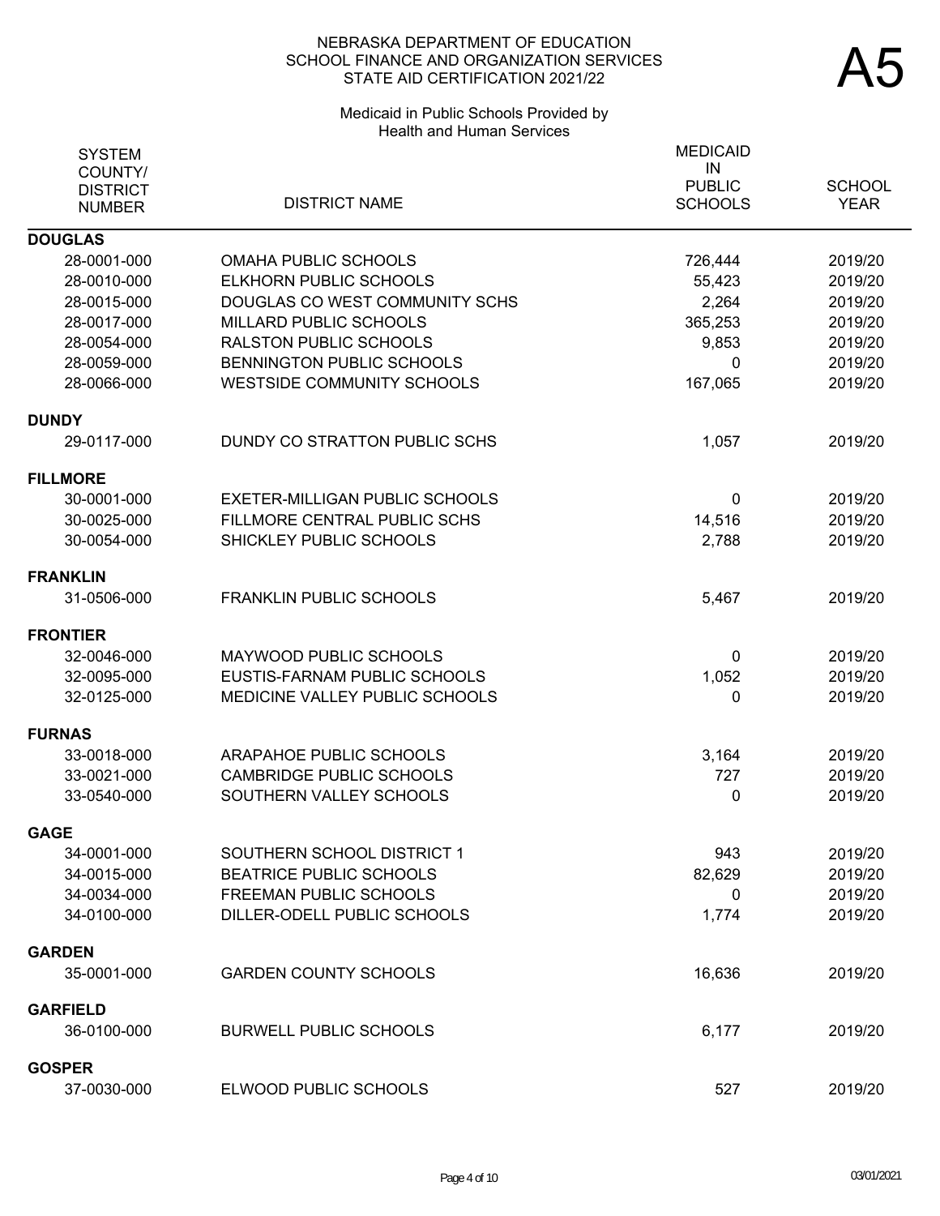NEBRASKA DEPARTMENT OF EDUCATION
SCHOOL FINANCE AND ORGANIZATION SERVICES
STATE AID CERTIFICATION 2021/22

# A5

Medicaid in Public Schools Provided by Health and Human Services

| SYSTEM COUNTY/ DISTRICT NUMBER | DISTRICT NAME | MEDICAID IN PUBLIC SCHOOLS | SCHOOL YEAR |
|---|---|---|---|
| **DOUGLAS** | | | |
| 28-0001-000 | OMAHA PUBLIC SCHOOLS | 726,444 | 2019/20 |
| 28-0010-000 | ELKHORN PUBLIC SCHOOLS | 55,423 | 2019/20 |
| 28-0015-000 | DOUGLAS CO WEST COMMUNITY SCHS | 2,264 | 2019/20 |
| 28-0017-000 | MILLARD PUBLIC SCHOOLS | 365,253 | 2019/20 |
| 28-0054-000 | RALSTON PUBLIC SCHOOLS | 9,853 | 2019/20 |
| 28-0059-000 | BENNINGTON PUBLIC SCHOOLS | 0 | 2019/20 |
| 28-0066-000 | WESTSIDE COMMUNITY SCHOOLS | 167,065 | 2019/20 |
| **DUNDY** | | | |
| 29-0117-000 | DUNDY CO STRATTON PUBLIC SCHS | 1,057 | 2019/20 |
| **FILLMORE** | | | |
| 30-0001-000 | EXETER-MILLIGAN PUBLIC SCHOOLS | 0 | 2019/20 |
| 30-0025-000 | FILLMORE CENTRAL PUBLIC SCHS | 14,516 | 2019/20 |
| 30-0054-000 | SHICKLEY PUBLIC SCHOOLS | 2,788 | 2019/20 |
| **FRANKLIN** | | | |
| 31-0506-000 | FRANKLIN PUBLIC SCHOOLS | 5,467 | 2019/20 |
| **FRONTIER** | | | |
| 32-0046-000 | MAYWOOD PUBLIC SCHOOLS | 0 | 2019/20 |
| 32-0095-000 | EUSTIS-FARNAM PUBLIC SCHOOLS | 1,052 | 2019/20 |
| 32-0125-000 | MEDICINE VALLEY PUBLIC SCHOOLS | 0 | 2019/20 |
| **FURNAS** | | | |
| 33-0018-000 | ARAPAHOE PUBLIC SCHOOLS | 3,164 | 2019/20 |
| 33-0021-000 | CAMBRIDGE PUBLIC SCHOOLS | 727 | 2019/20 |
| 33-0540-000 | SOUTHERN VALLEY SCHOOLS | 0 | 2019/20 |
| **GAGE** | | | |
| 34-0001-000 | SOUTHERN SCHOOL DISTRICT 1 | 943 | 2019/20 |
| 34-0015-000 | BEATRICE PUBLIC SCHOOLS | 82,629 | 2019/20 |
| 34-0034-000 | FREEMAN PUBLIC SCHOOLS | 0 | 2019/20 |
| 34-0100-000 | DILLER-ODELL PUBLIC SCHOOLS | 1,774 | 2019/20 |
| **GARDEN** | | | |
| 35-0001-000 | GARDEN COUNTY SCHOOLS | 16,636 | 2019/20 |
| **GARFIELD** | | | |
| 36-0100-000 | BURWELL PUBLIC SCHOOLS | 6,177 | 2019/20 |
| **GOSPER** | | | |
| 37-0030-000 | ELWOOD PUBLIC SCHOOLS | 527 | 2019/20 |

03/01/2021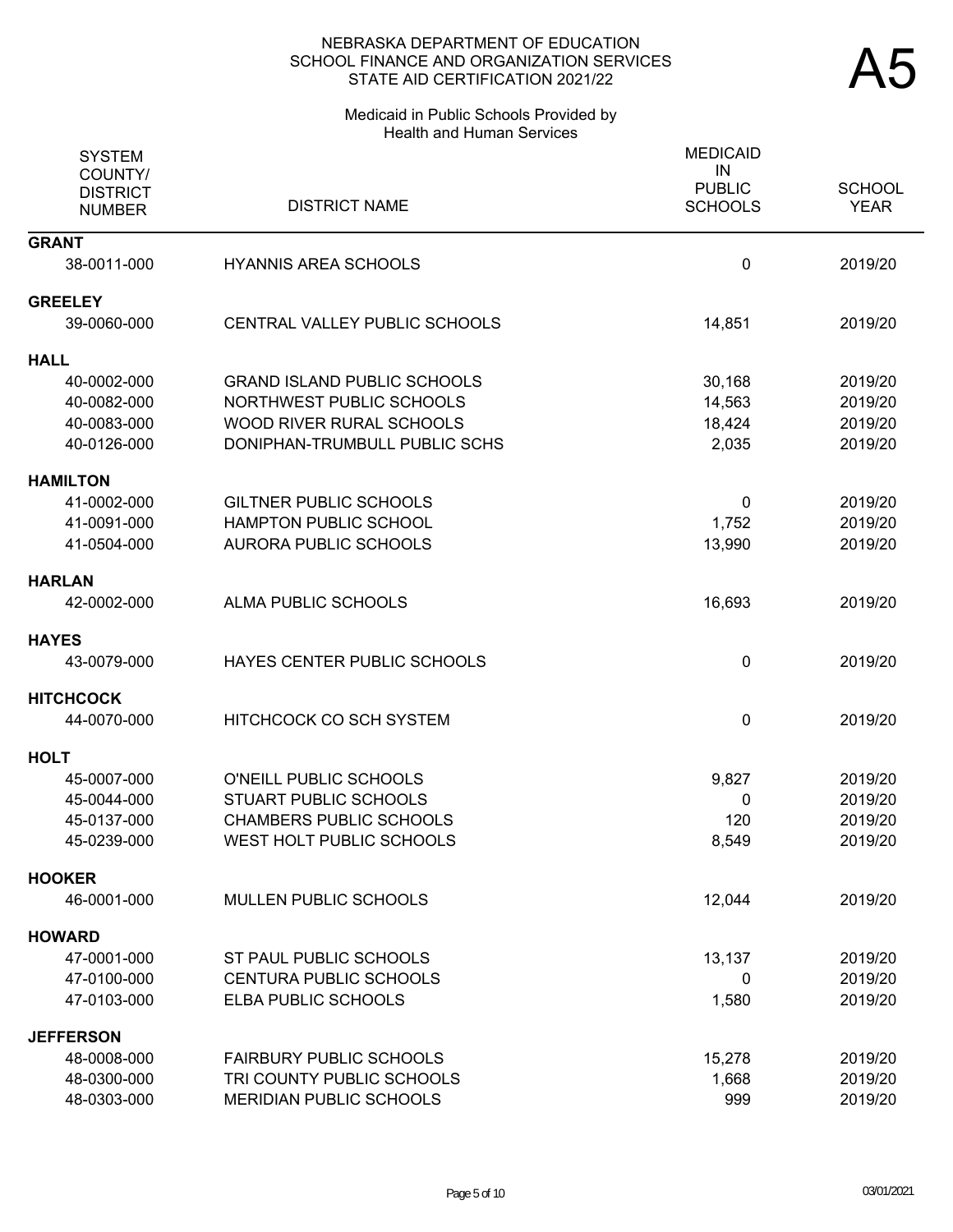NEBRASKA DEPARTMENT OF EDUCATION
SCHOOL FINANCE AND ORGANIZATION SERVICES
STATE AID CERTIFICATION 2021/22

# A5

Medicaid in Public Schools Provided by Health and Human Services

| SYSTEM COUNTY/ DISTRICT NUMBER | DISTRICT NAME | MEDICAID IN PUBLIC SCHOOLS | SCHOOL YEAR |
|---|---|---|---|
| **GRANT** | | | |
| 38-0011-000 | HYANNIS AREA SCHOOLS | 0 | 2019/20 |
| **GREELEY** | | | |
| 39-0060-000 | CENTRAL VALLEY PUBLIC SCHOOLS | 14,851 | 2019/20 |
| **HALL** | | | |
| 40-0002-000 | GRAND ISLAND PUBLIC SCHOOLS | 30,168 | 2019/20 |
| 40-0082-000 | NORTHWEST PUBLIC SCHOOLS | 14,563 | 2019/20 |
| 40-0083-000 | WOOD RIVER RURAL SCHOOLS | 18,424 | 2019/20 |
| 40-0126-000 | DONIPHAN-TRUMBULL PUBLIC SCHS | 2,035 | 2019/20 |
| **HAMILTON** | | | |
| 41-0002-000 | GILTNER PUBLIC SCHOOLS | 0 | 2019/20 |
| 41-0091-000 | HAMPTON PUBLIC SCHOOL | 1,752 | 2019/20 |
| 41-0504-000 | AURORA PUBLIC SCHOOLS | 13,990 | 2019/20 |
| **HARLAN** | | | |
| 42-0002-000 | ALMA PUBLIC SCHOOLS | 16,693 | 2019/20 |
| **HAYES** | | | |
| 43-0079-000 | HAYES CENTER PUBLIC SCHOOLS | 0 | 2019/20 |
| **HITCHCOCK** | | | |
| 44-0070-000 | HITCHCOCK CO SCH SYSTEM | 0 | 2019/20 |
| **HOLT** | | | |
| 45-0007-000 | O'NEILL PUBLIC SCHOOLS | 9,827 | 2019/20 |
| 45-0044-000 | STUART PUBLIC SCHOOLS | 0 | 2019/20 |
| 45-0137-000 | CHAMBERS PUBLIC SCHOOLS | 120 | 2019/20 |
| 45-0239-000 | WEST HOLT PUBLIC SCHOOLS | 8,549 | 2019/20 |
| **HOOKER** | | | |
| 46-0001-000 | MULLEN PUBLIC SCHOOLS | 12,044 | 2019/20 |
| **HOWARD** | | | |
| 47-0001-000 | ST PAUL PUBLIC SCHOOLS | 13,137 | 2019/20 |
| 47-0100-000 | CENTURA PUBLIC SCHOOLS | 0 | 2019/20 |
| 47-0103-000 | ELBA PUBLIC SCHOOLS | 1,580 | 2019/20 |
| **JEFFERSON** | | | |
| 48-0008-000 | FAIRBURY PUBLIC SCHOOLS | 15,278 | 2019/20 |
| 48-0300-000 | TRI COUNTY PUBLIC SCHOOLS | 1,668 | 2019/20 |
| 48-0303-000 | MERIDIAN PUBLIC SCHOOLS | 999 | 2019/20 |

03/01/2021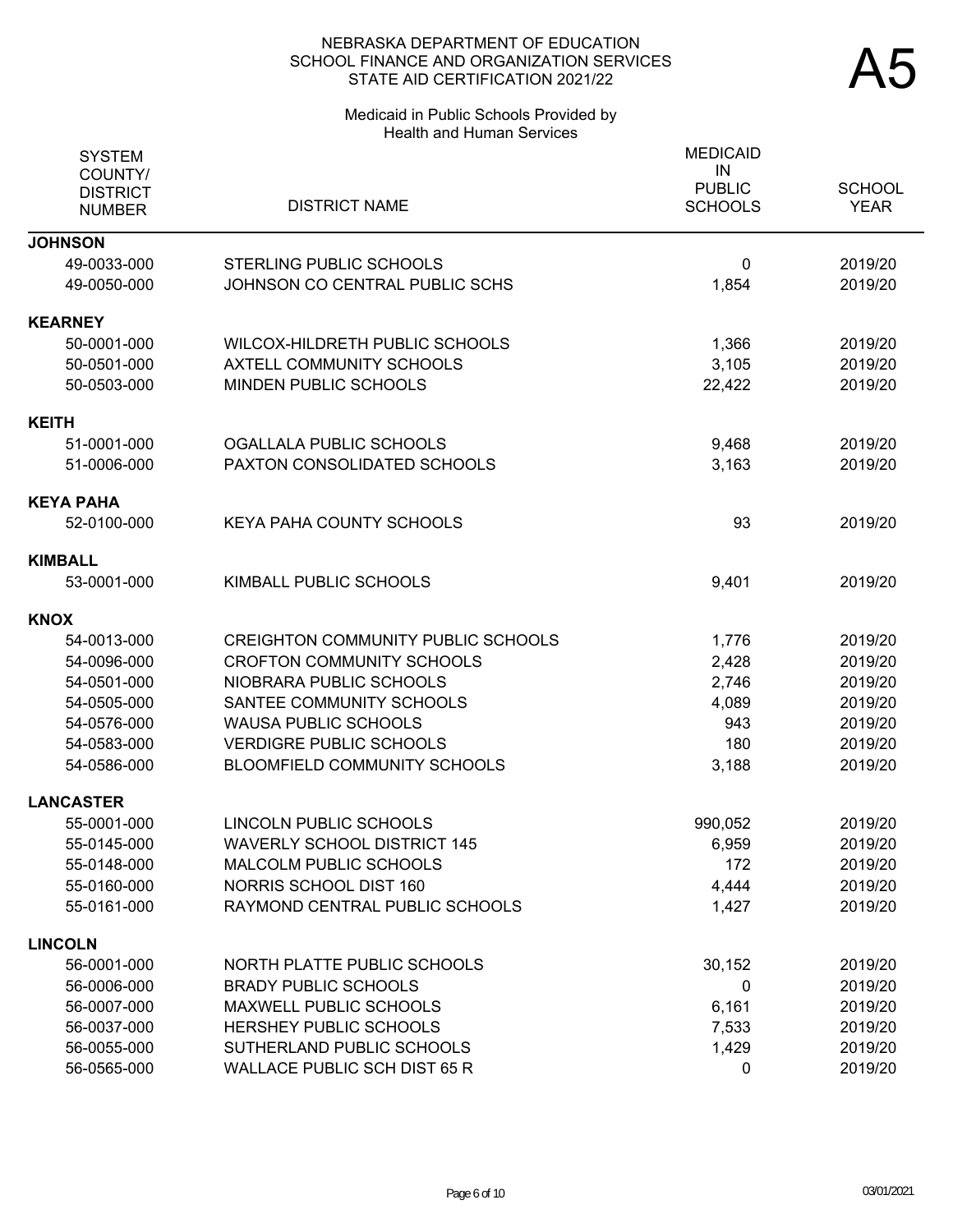NEBRASKA DEPARTMENT OF EDUCATION
SCHOOL FINANCE AND ORGANIZATION SERVICES
STATE AID CERTIFICATION 2021/22

# A5

Medicaid in Public Schools Provided by Health and Human Services

| SYSTEM COUNTY/ DISTRICT NUMBER | DISTRICT NAME | MEDICAID IN PUBLIC SCHOOLS | SCHOOL YEAR |
|---|---|---|---|
| **JOHNSON** | | | |
| 49-0033-000 | STERLING PUBLIC SCHOOLS | 0 | 2019/20 |
| 49-0050-000 | JOHNSON CO CENTRAL PUBLIC SCHS | 1,854 | 2019/20 |
| **KEARNEY** | | | |
| 50-0001-000 | WILCOX-HILDRETH PUBLIC SCHOOLS | 1,366 | 2019/20 |
| 50-0501-000 | AXTELL COMMUNITY SCHOOLS | 3,105 | 2019/20 |
| 50-0503-000 | MINDEN PUBLIC SCHOOLS | 22,422 | 2019/20 |
| **KEITH** | | | |
| 51-0001-000 | OGALLALA PUBLIC SCHOOLS | 9,468 | 2019/20 |
| 51-0006-000 | PAXTON CONSOLIDATED SCHOOLS | 3,163 | 2019/20 |
| **KEYA PAHA** | | | |
| 52-0100-000 | KEYA PAHA COUNTY SCHOOLS | 93 | 2019/20 |
| **KIMBALL** | | | |
| 53-0001-000 | KIMBALL PUBLIC SCHOOLS | 9,401 | 2019/20 |
| **KNOX** | | | |
| 54-0013-000 | CREIGHTON COMMUNITY PUBLIC SCHOOLS | 1,776 | 2019/20 |
| 54-0096-000 | CROFTON COMMUNITY SCHOOLS | 2,428 | 2019/20 |
| 54-0501-000 | NIOBRARA PUBLIC SCHOOLS | 2,746 | 2019/20 |
| 54-0505-000 | SANTEE COMMUNITY SCHOOLS | 4,089 | 2019/20 |
| 54-0576-000 | WAUSA PUBLIC SCHOOLS | 943 | 2019/20 |
| 54-0583-000 | VERDIGRE PUBLIC SCHOOLS | 180 | 2019/20 |
| 54-0586-000 | BLOOMFIELD COMMUNITY SCHOOLS | 3,188 | 2019/20 |
| **LANCASTER** | | | |
| 55-0001-000 | LINCOLN PUBLIC SCHOOLS | 990,052 | 2019/20 |
| 55-0145-000 | WAVERLY SCHOOL DISTRICT 145 | 6,959 | 2019/20 |
| 55-0148-000 | MALCOLM PUBLIC SCHOOLS | 172 | 2019/20 |
| 55-0160-000 | NORRIS SCHOOL DIST 160 | 4,444 | 2019/20 |
| 55-0161-000 | RAYMOND CENTRAL PUBLIC SCHOOLS | 1,427 | 2019/20 |
| **LINCOLN** | | | |
| 56-0001-000 | NORTH PLATTE PUBLIC SCHOOLS | 30,152 | 2019/20 |
| 56-0006-000 | BRADY PUBLIC SCHOOLS | 0 | 2019/20 |
| 56-0007-000 | MAXWELL PUBLIC SCHOOLS | 6,161 | 2019/20 |
| 56-0037-000 | HERSHEY PUBLIC SCHOOLS | 7,533 | 2019/20 |
| 56-0055-000 | SUTHERLAND PUBLIC SCHOOLS | 1,429 | 2019/20 |
| 56-0565-000 | WALLACE PUBLIC SCH DIST 65 R | 0 | 2019/20 |

03/01/2021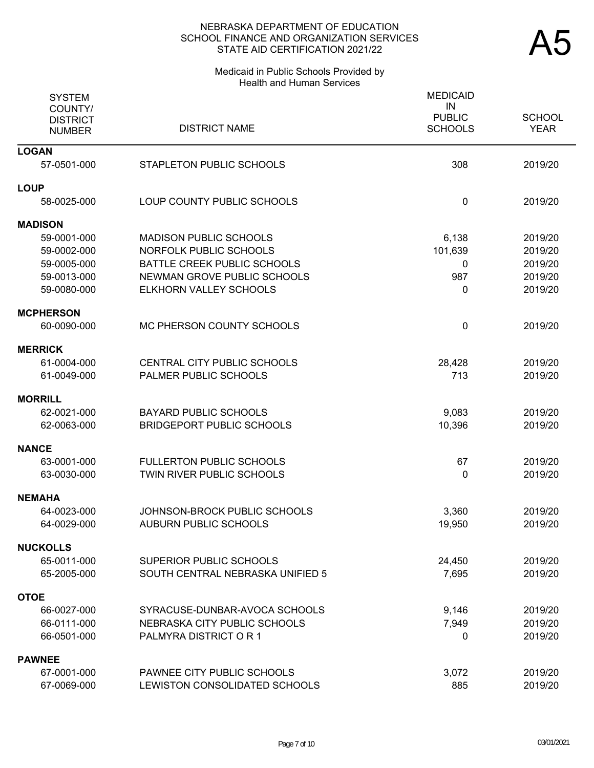# NEBRASKA DEPARTMENT OF EDUCATION
## SCHOOL FINANCE AND ORGANIZATION SERVICES
## STATE AID CERTIFICATION 2021/22

# A5

### Medicaid in Public Schools Provided by Health and Human Services

| SYSTEM COUNTY/ DISTRICT NUMBER | DISTRICT NAME | MEDICAID IN PUBLIC SCHOOLS | SCHOOL YEAR |
|---|---|---|---|
| **LOGAN** | | | |
| 57-0501-000 | STAPLETON PUBLIC SCHOOLS | 308 | 2019/20 |
| **LOUP** | | | |
| 58-0025-000 | LOUP COUNTY PUBLIC SCHOOLS | 0 | 2019/20 |
| **MADISON** | | | |
| 59-0001-000 | MADISON PUBLIC SCHOOLS | 6,138 | 2019/20 |
| 59-0002-000 | NORFOLK PUBLIC SCHOOLS | 101,639 | 2019/20 |
| 59-0005-000 | BATTLE CREEK PUBLIC SCHOOLS | 0 | 2019/20 |
| 59-0013-000 | NEWMAN GROVE PUBLIC SCHOOLS | 987 | 2019/20 |
| 59-0080-000 | ELKHORN VALLEY SCHOOLS | 0 | 2019/20 |
| **MCPHERSON** | | | |
| 60-0090-000 | MC PHERSON COUNTY SCHOOLS | 0 | 2019/20 |
| **MERRICK** | | | |
| 61-0004-000 | CENTRAL CITY PUBLIC SCHOOLS | 28,428 | 2019/20 |
| 61-0049-000 | PALMER PUBLIC SCHOOLS | 713 | 2019/20 |
| **MORRILL** | | | |
| 62-0021-000 | BAYARD PUBLIC SCHOOLS | 9,083 | 2019/20 |
| 62-0063-000 | BRIDGEPORT PUBLIC SCHOOLS | 10,396 | 2019/20 |
| **NANCE** | | | |
| 63-0001-000 | FULLERTON PUBLIC SCHOOLS | 67 | 2019/20 |
| 63-0030-000 | TWIN RIVER PUBLIC SCHOOLS | 0 | 2019/20 |
| **NEMAHA** | | | |
| 64-0023-000 | JOHNSON-BROCK PUBLIC SCHOOLS | 3,360 | 2019/20 |
| 64-0029-000 | AUBURN PUBLIC SCHOOLS | 19,950 | 2019/20 |
| **NUCKOLLS** | | | |
| 65-0011-000 | SUPERIOR PUBLIC SCHOOLS | 24,450 | 2019/20 |
| 65-2005-000 | SOUTH CENTRAL NEBRASKA UNIFIED 5 | 7,695 | 2019/20 |
| **OTOE** | | | |
| 66-0027-000 | SYRACUSE-DUNBAR-AVOCA SCHOOLS | 9,146 | 2019/20 |
| 66-0111-000 | NEBRASKA CITY PUBLIC SCHOOLS | 7,949 | 2019/20 |
| 66-0501-000 | PALMYRA DISTRICT O R 1 | 0 | 2019/20 |
| **PAWNEE** | | | |
| 67-0001-000 | PAWNEE CITY PUBLIC SCHOOLS | 3,072 | 2019/20 |
| 67-0069-000 | LEWISTON CONSOLIDATED SCHOOLS | 885 | 2019/20 |

03/01/2021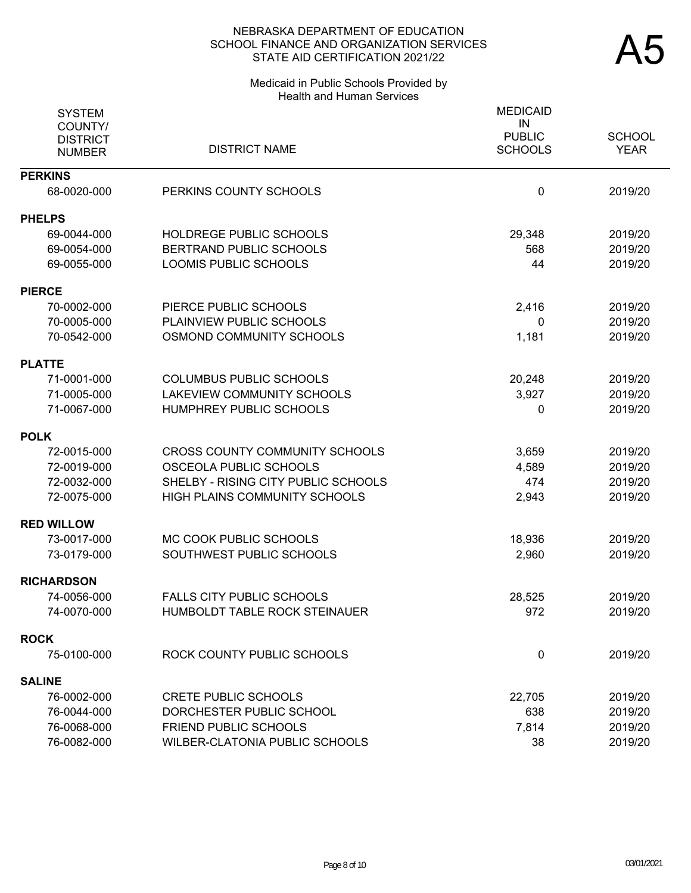NEBRASKA DEPARTMENT OF EDUCATION
SCHOOL FINANCE AND ORGANIZATION SERVICES
STATE AID CERTIFICATION 2021/22

# A5

Medicaid in Public Schools Provided by
Health and Human Services

| SYSTEM COUNTY/ DISTRICT NUMBER | DISTRICT NAME | MEDICAID IN PUBLIC SCHOOLS | SCHOOL YEAR |
|---|---|---|---|
| **PERKINS** | | | |
| 68-0020-000 | PERKINS COUNTY SCHOOLS | 0 | 2019/20 |
| **PHELPS** | | | |
| 69-0044-000 | HOLDREGE PUBLIC SCHOOLS | 29,348 | 2019/20 |
| 69-0054-000 | BERTRAND PUBLIC SCHOOLS | 568 | 2019/20 |
| 69-0055-000 | LOOMIS PUBLIC SCHOOLS | 44 | 2019/20 |
| **PIERCE** | | | |
| 70-0002-000 | PIERCE PUBLIC SCHOOLS | 2,416 | 2019/20 |
| 70-0005-000 | PLAINVIEW PUBLIC SCHOOLS | 0 | 2019/20 |
| 70-0542-000 | OSMOND COMMUNITY SCHOOLS | 1,181 | 2019/20 |
| **PLATTE** | | | |
| 71-0001-000 | COLUMBUS PUBLIC SCHOOLS | 20,248 | 2019/20 |
| 71-0005-000 | LAKEVIEW COMMUNITY SCHOOLS | 3,927 | 2019/20 |
| 71-0067-000 | HUMPHREY PUBLIC SCHOOLS | 0 | 2019/20 |
| **POLK** | | | |
| 72-0015-000 | CROSS COUNTY COMMUNITY SCHOOLS | 3,659 | 2019/20 |
| 72-0019-000 | OSCEOLA PUBLIC SCHOOLS | 4,589 | 2019/20 |
| 72-0032-000 | SHELBY - RISING CITY PUBLIC SCHOOLS | 474 | 2019/20 |
| 72-0075-000 | HIGH PLAINS COMMUNITY SCHOOLS | 2,943 | 2019/20 |
| **RED WILLOW** | | | |
| 73-0017-000 | MC COOK PUBLIC SCHOOLS | 18,936 | 2019/20 |
| 73-0179-000 | SOUTHWEST PUBLIC SCHOOLS | 2,960 | 2019/20 |
| **RICHARDSON** | | | |
| 74-0056-000 | FALLS CITY PUBLIC SCHOOLS | 28,525 | 2019/20 |
| 74-0070-000 | HUMBOLDT TABLE ROCK STEINAUER | 972 | 2019/20 |
| **ROCK** | | | |
| 75-0100-000 | ROCK COUNTY PUBLIC SCHOOLS | 0 | 2019/20 |
| **SALINE** | | | |
| 76-0002-000 | CRETE PUBLIC SCHOOLS | 22,705 | 2019/20 |
| 76-0044-000 | DORCHESTER PUBLIC SCHOOL | 638 | 2019/20 |
| 76-0068-000 | FRIEND PUBLIC SCHOOLS | 7,814 | 2019/20 |
| 76-0082-000 | WILBER-CLATONIA PUBLIC SCHOOLS | 38 | 2019/20 |

03/01/2021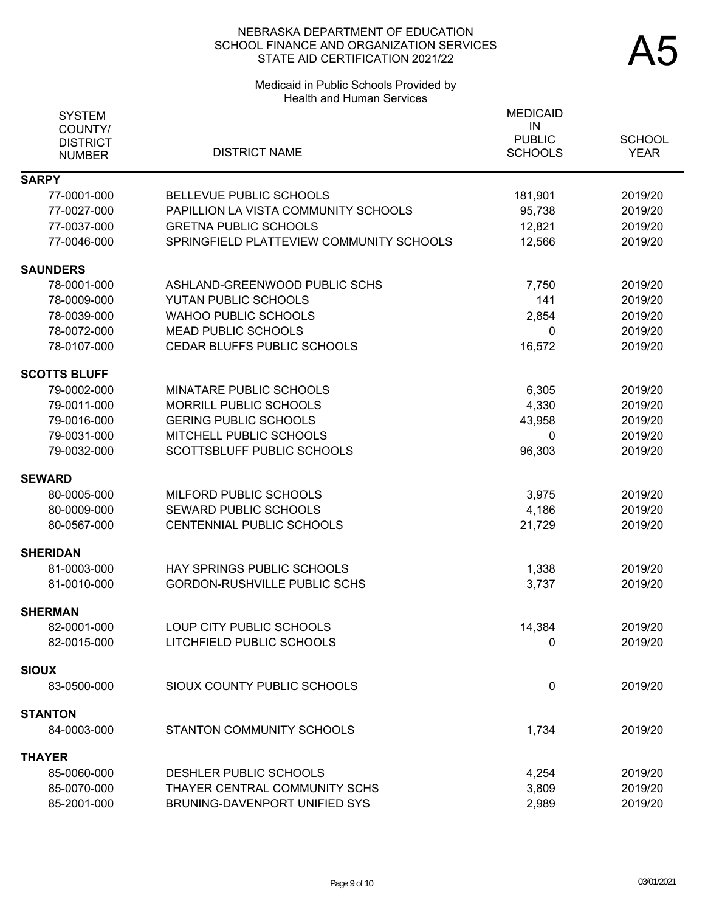NEBRASKA DEPARTMENT OF EDUCATION
SCHOOL FINANCE AND ORGANIZATION SERVICES
STATE AID CERTIFICATION 2021/22

# A5

## Medicaid in Public Schools Provided by Health and Human Services

| SYSTEM COUNTY/ DISTRICT NUMBER | DISTRICT NAME | MEDICAID IN PUBLIC SCHOOLS | SCHOOL YEAR |
|---|---|---|---|
| **SARPY** | | | |
| 77-0001-000 | BELLEVUE PUBLIC SCHOOLS | 181,901 | 2019/20 |
| 77-0027-000 | PAPILLION LA VISTA COMMUNITY SCHOOLS | 95,738 | 2019/20 |
| 77-0037-000 | GRETNA PUBLIC SCHOOLS | 12,821 | 2019/20 |
| 77-0046-000 | SPRINGFIELD PLATTEVIEW COMMUNITY SCHOOLS | 12,566 | 2019/20 |
| **SAUNDERS** | | | |
| 78-0001-000 | ASHLAND-GREENWOOD PUBLIC SCHS | 7,750 | 2019/20 |
| 78-0009-000 | YUTAN PUBLIC SCHOOLS | 141 | 2019/20 |
| 78-0039-000 | WAHOO PUBLIC SCHOOLS | 2,854 | 2019/20 |
| 78-0072-000 | MEAD PUBLIC SCHOOLS | 0 | 2019/20 |
| 78-0107-000 | CEDAR BLUFFS PUBLIC SCHOOLS | 16,572 | 2019/20 |
| **SCOTTS BLUFF** | | | |
| 79-0002-000 | MINATARE PUBLIC SCHOOLS | 6,305 | 2019/20 |
| 79-0011-000 | MORRILL PUBLIC SCHOOLS | 4,330 | 2019/20 |
| 79-0016-000 | GERING PUBLIC SCHOOLS | 43,958 | 2019/20 |
| 79-0031-000 | MITCHELL PUBLIC SCHOOLS | 0 | 2019/20 |
| 79-0032-000 | SCOTTSBLUFF PUBLIC SCHOOLS | 96,303 | 2019/20 |
| **SEWARD** | | | |
| 80-0005-000 | MILFORD PUBLIC SCHOOLS | 3,975 | 2019/20 |
| 80-0009-000 | SEWARD PUBLIC SCHOOLS | 4,186 | 2019/20 |
| 80-0567-000 | CENTENNIAL PUBLIC SCHOOLS | 21,729 | 2019/20 |
| **SHERIDAN** | | | |
| 81-0003-000 | HAY SPRINGS PUBLIC SCHOOLS | 1,338 | 2019/20 |
| 81-0010-000 | GORDON-RUSHVILLE PUBLIC SCHS | 3,737 | 2019/20 |
| **SHERMAN** | | | |
| 82-0001-000 | LOUP CITY PUBLIC SCHOOLS | 14,384 | 2019/20 |
| 82-0015-000 | LITCHFIELD PUBLIC SCHOOLS | 0 | 2019/20 |
| **SIOUX** | | | |
| 83-0500-000 | SIOUX COUNTY PUBLIC SCHOOLS | 0 | 2019/20 |
| **STANTON** | | | |
| 84-0003-000 | STANTON COMMUNITY SCHOOLS | 1,734 | 2019/20 |
| **THAYER** | | | |
| 85-0060-000 | DESHLER PUBLIC SCHOOLS | 4,254 | 2019/20 |
| 85-0070-000 | THAYER CENTRAL COMMUNITY SCHS | 3,809 | 2019/20 |
| 85-2001-000 | BRUNING-DAVENPORT UNIFIED SYS | 2,989 | 2019/20 |

03/01/2021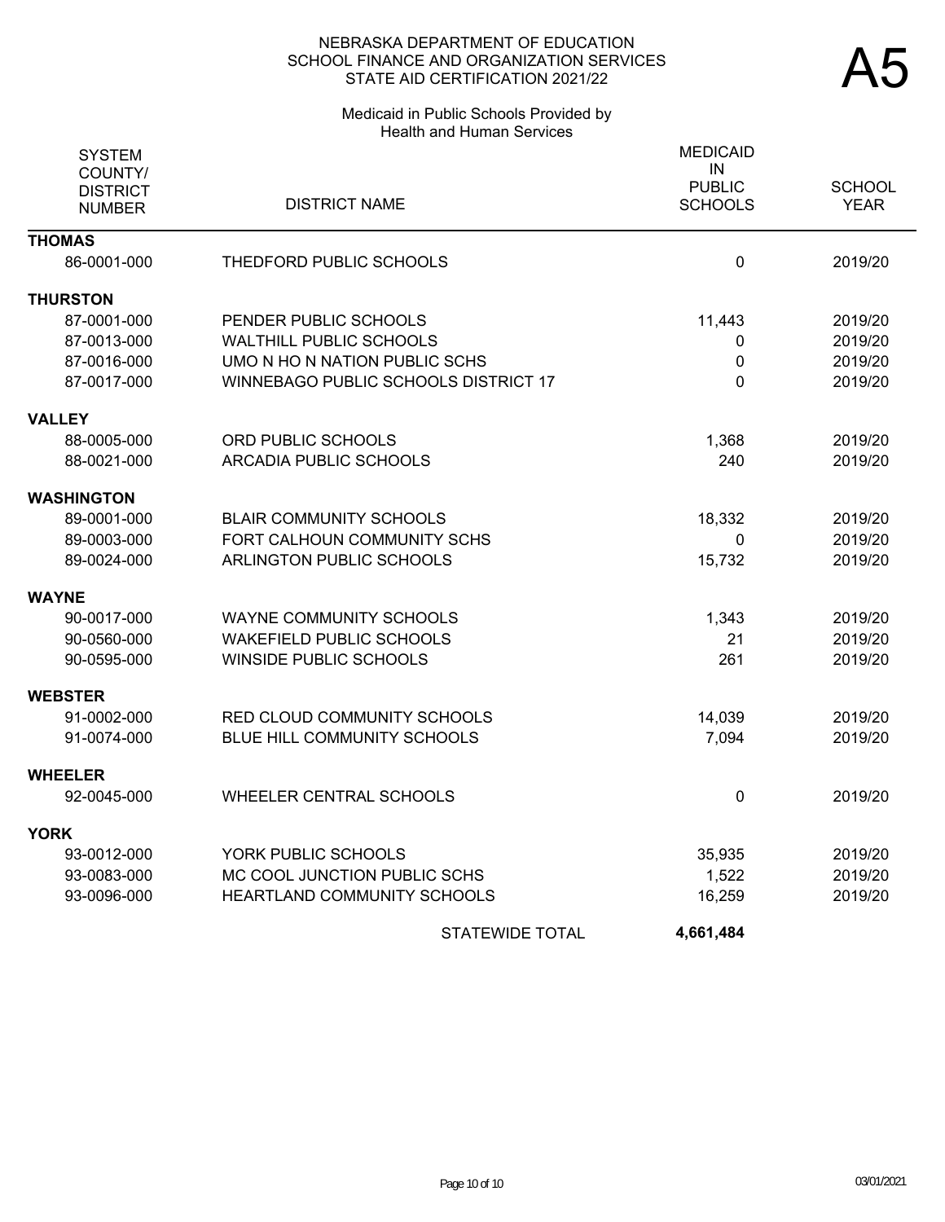NEBRASKA DEPARTMENT OF EDUCATION
SCHOOL FINANCE AND ORGANIZATION SERVICES
STATE AID CERTIFICATION 2021/22

# A5

Medicaid in Public Schools Provided by Health and Human Services

| SYSTEM COUNTY/ DISTRICT NUMBER | DISTRICT NAME | MEDICAID IN PUBLIC SCHOOLS | SCHOOL YEAR |
|---|---|---|---|
| **THOMAS** | | | |
| 86-0001-000 | THEDFORD PUBLIC SCHOOLS | 0 | 2019/20 |
| **THURSTON** | | | |
| 87-0001-000 | PENDER PUBLIC SCHOOLS | 11,443 | 2019/20 |
| 87-0013-000 | WALTHILL PUBLIC SCHOOLS | 0 | 2019/20 |
| 87-0016-000 | UMO N HO N NATION PUBLIC SCHS | 0 | 2019/20 |
| 87-0017-000 | WINNEBAGO PUBLIC SCHOOLS DISTRICT 17 | 0 | 2019/20 |
| **VALLEY** | | | |
| 88-0005-000 | ORD PUBLIC SCHOOLS | 1,368 | 2019/20 |
| 88-0021-000 | ARCADIA PUBLIC SCHOOLS | 240 | 2019/20 |
| **WASHINGTON** | | | |
| 89-0001-000 | BLAIR COMMUNITY SCHOOLS | 18,332 | 2019/20 |
| 89-0003-000 | FORT CALHOUN COMMUNITY SCHS | 0 | 2019/20 |
| 89-0024-000 | ARLINGTON PUBLIC SCHOOLS | 15,732 | 2019/20 |
| **WAYNE** | | | |
| 90-0017-000 | WAYNE COMMUNITY SCHOOLS | 1,343 | 2019/20 |
| 90-0560-000 | WAKEFIELD PUBLIC SCHOOLS | 21 | 2019/20 |
| 90-0595-000 | WINSIDE PUBLIC SCHOOLS | 261 | 2019/20 |
| **WEBSTER** | | | |
| 91-0002-000 | RED CLOUD COMMUNITY SCHOOLS | 14,039 | 2019/20 |
| 91-0074-000 | BLUE HILL COMMUNITY SCHOOLS | 7,094 | 2019/20 |
| **WHEELER** | | | |
| 92-0045-000 | WHEELER CENTRAL SCHOOLS | 0 | 2019/20 |
| **YORK** | | | |
| 93-0012-000 | YORK PUBLIC SCHOOLS | 35,935 | 2019/20 |
| 93-0083-000 | MC COOL JUNCTION PUBLIC SCHS | 1,522 | 2019/20 |
| 93-0096-000 | HEARTLAND COMMUNITY SCHOOLS | 16,259 | 2019/20 |
| | STATEWIDE TOTAL | **4,661,484** | |

03/01/2021